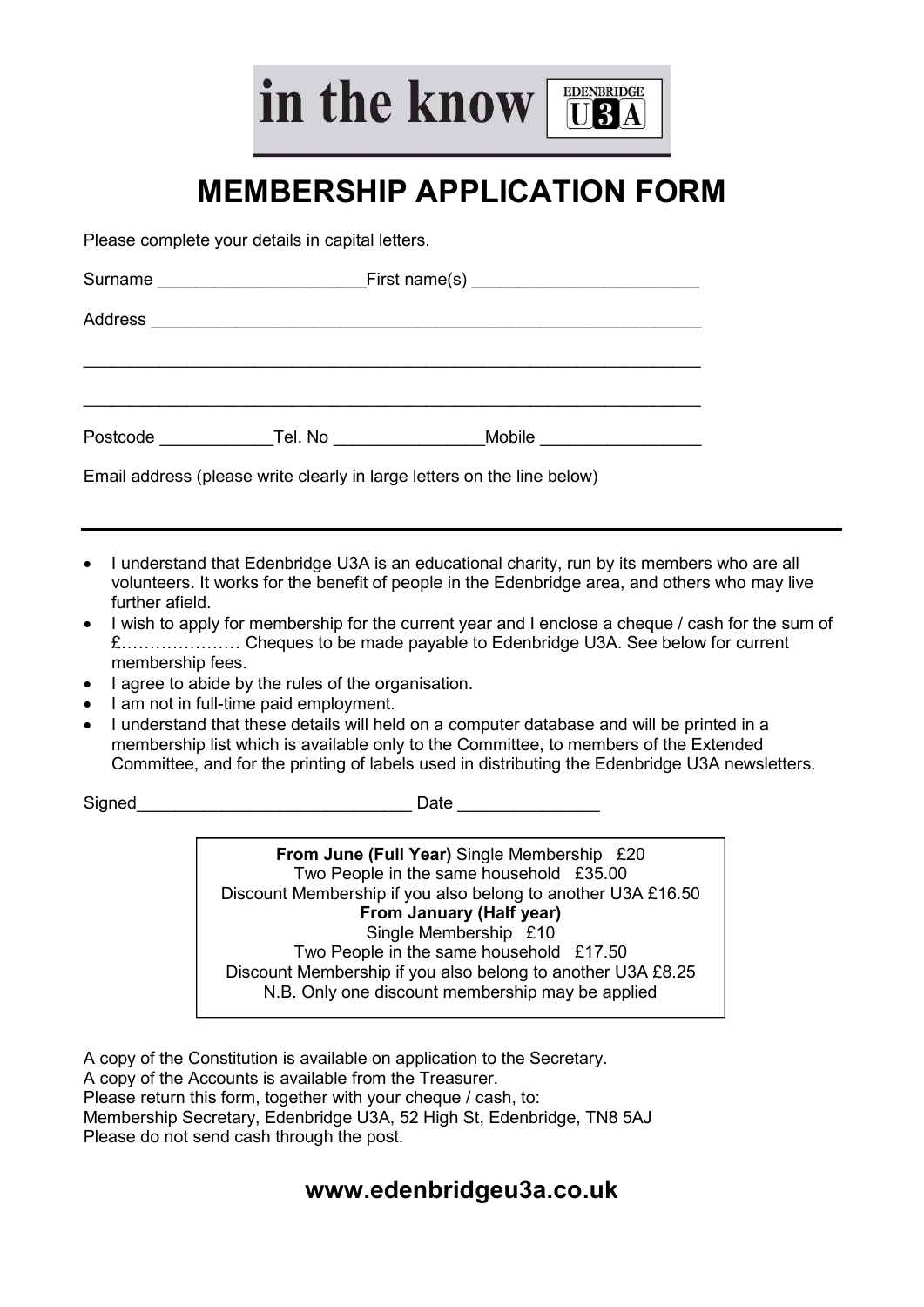# in the know EDENBRIDGE U3A

# MEMBERSHIP APPLICATION FORM

Please complete your details in capital letters.

Surname _____________________First name(s) _______________________

Address ___________________________________________________________

___________________________________________________________________

___________________________________________________________________

Postcode ___________Tel. No _______________Mobile ________________

Email address (please write clearly in large letters on the line below)

---

- I understand that Edenbridge U3A is an educational charity, run by its members who are all volunteers. It works for the benefit of people in the Edenbridge area, and others who may live further afield.
- I wish to apply for membership for the current year and I enclose a cheque / cash for the sum of £………………… Cheques to be made payable to Edenbridge U3A. See below for current membership fees.
- I agree to abide by the rules of the organisation.
- I am not in full-time paid employment.
- I understand that these details will held on a computer database and will be printed in a membership list which is available only to the Committee, to members of the Extended Committee, and for the printing of labels used in distributing the Edenbridge U3A newsletters.

Signed_____________________________ Date ______________

**From June (Full Year)** Single Membership £20
Two People in the same household £35.00
Discount Membership if you also belong to another U3A £16.50
**From January (Half year)**
Single Membership £10
Two People in the same household £17.50
Discount Membership if you also belong to another U3A £8.25
N.B. Only one discount membership may be applied

A copy of the Constitution is available on application to the Secretary.
A copy of the Accounts is available from the Treasurer.
Please return this form, together with your cheque / cash, to:
Membership Secretary, Edenbridge U3A, 52 High St, Edenbridge, TN8 5AJ
Please do not send cash through the post.

## www.edenbridgeu3a.co.uk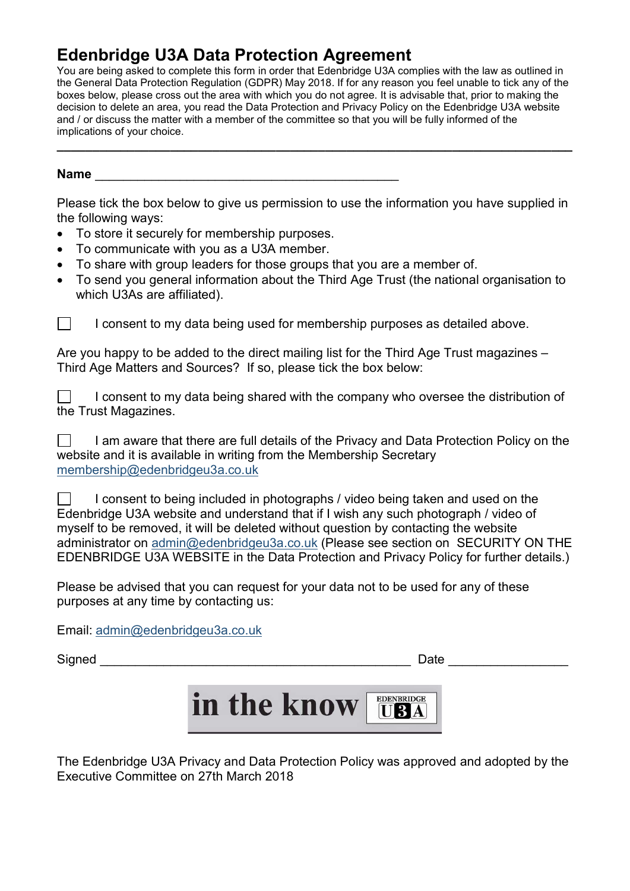# Edenbridge U3A Data Protection Agreement

You are being asked to complete this form in order that Edenbridge U3A complies with the law as outlined in the General Data Protection Regulation (GDPR) May 2018. If for any reason you feel unable to tick any of the boxes below, please cross out the area with which you do not agree. It is advisable that, prior to making the decision to delete an area, you read the Data Protection and Privacy Policy on the Edenbridge U3A website and / or discuss the matter with a member of the committee so that you will be fully informed of the implications of your choice.

---

**Name** ____________________________________________

Please tick the box below to give us permission to use the information you have supplied in the following ways:

- To store it securely for membership purposes.
- To communicate with you as a U3A member.
- To share with group leaders for those groups that you are a member of.
- To send you general information about the Third Age Trust (the national organisation to which U3As are affiliated).

☐ I consent to my data being used for membership purposes as detailed above.

Are you happy to be added to the direct mailing list for the Third Age Trust magazines – Third Age Matters and Sources? If so, please tick the box below:

☐ I consent to my data being shared with the company who oversee the distribution of the Trust Magazines.

☐ I am aware that there are full details of the Privacy and Data Protection Policy on the website and it is available in writing from the Membership Secretary membership@edenbridgeu3a.co.uk

☐ I consent to being included in photographs / video being taken and used on the Edenbridge U3A website and understand that if I wish any such photograph / video of myself to be removed, it will be deleted without question by contacting the website administrator on admin@edenbridgeu3a.co.uk (Please see section on SECURITY ON THE EDENBRIDGE U3A WEBSITE in the Data Protection and Privacy Policy for further details.)

Please be advised that you can request for your data not to be used for any of these purposes at any time by contacting us:

Email: admin@edenbridgeu3a.co.uk

Signed ____________________________________________ Date ________________

in the know EDENBRIDGE U3A

The Edenbridge U3A Privacy and Data Protection Policy was approved and adopted by the Executive Committee on 27th March 2018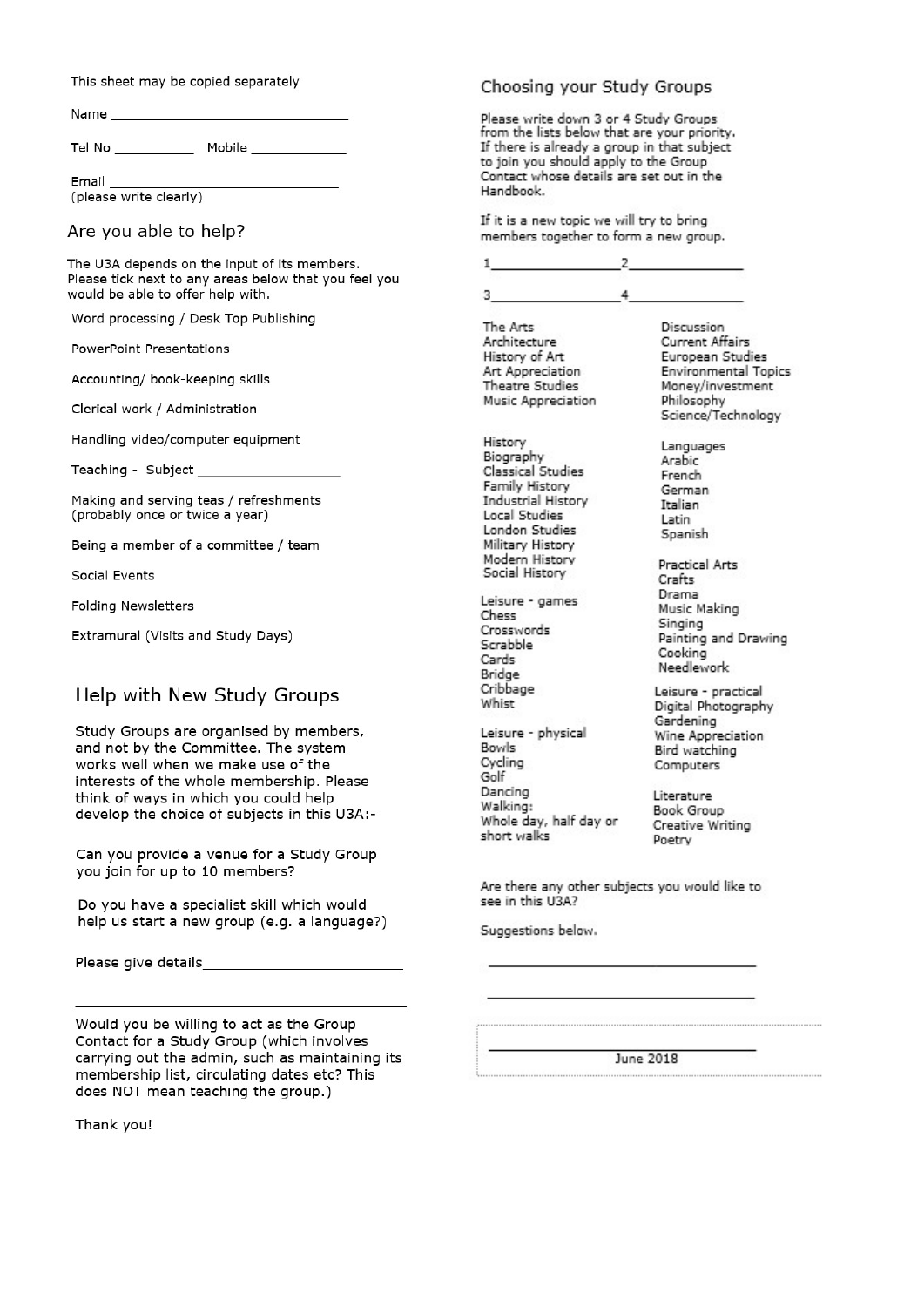This sheet may be copied separately

Name ______________________________

Tel No __________ Mobile ____________

Email ______________________________
(please write clearly)

## Are you able to help?

The U3A depends on the input of its members. Please tick next to any areas below that you feel you would be able to offer help with.

Word processing / Desk Top Publishing

PowerPoint Presentations

Accounting/ book-keeping skills

Clerical work / Administration

Handling video/computer equipment

Teaching - Subject __________________

Making and serving teas / refreshments (probably once or twice a year)

Being a member of a committee / team

Social Events

Folding Newsletters

Extramural (Visits and Study Days)

## Help with New Study Groups

Study Groups are organised by members, and not by the Committee. The system works well when we make use of the interests of the whole membership. Please think of ways in which you could help develop the choice of subjects in this U3A:-

Can you provide a venue for a Study Group you join for up to 10 members?

Do you have a specialist skill which would help us start a new group (e.g. a language?)

Please give details_______________________

______________________________________

Would you be willing to act as the Group Contact for a Study Group (which involves carrying out the admin, such as maintaining its membership list, circulating dates etc? This does NOT mean teaching the group.)

Thank you!

## Choosing your Study Groups

Please write down 3 or 4 Study Groups from the lists below that are your priority. If there is already a group in that subject to join you should apply to the Group Contact whose details are set out in the Handbook.

If it is a new topic we will try to bring members together to form a new group.

1________________ 2______________

3________________ 4______________

**The Arts**
Architecture
History of Art
Art Appreciation
Theatre Studies
Music Appreciation

**History**
Biography
Classical Studies
Family History
Industrial History
Local Studies
London Studies
Military History
Modern History
Social History

**Leisure - games**
Chess
Crosswords
Scrabble
Cards
Bridge
Cribbage
Whist

**Leisure - physical**
Bowls
Cycling
Golf
Dancing
Walking:
Whole day, half day or short walks

**Discussion**
Current Affairs
European Studies
Environmental Topics
Money/investment
Philosophy
Science/Technology

**Languages**
Arabic
French
German
Italian
Latin
Spanish

**Practical Arts**
Crafts
Drama
Music Making
Singing
Painting and Drawing
Cooking
Needlework

**Leisure - practical**
Digital Photography
Gardening
Wine Appreciation
Bird watching
Computers

**Literature**
Book Group
Creative Writing
Poetry

Are there any other subjects you would like to see in this U3A?

Suggestions below.

______________________________

______________________________

______________________________

June 2018